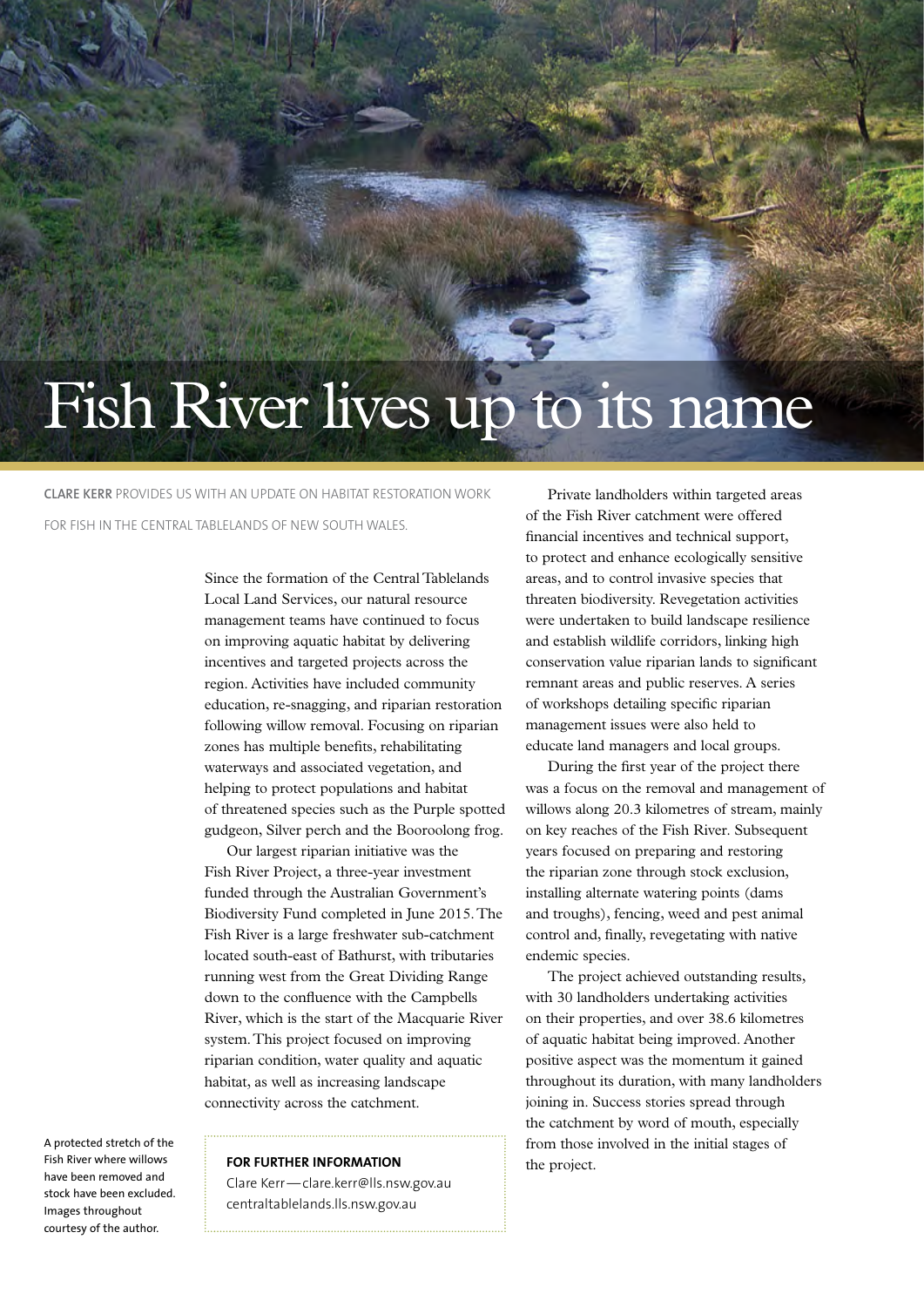# Fish River lives up to its name

**CLARE KERR** PROVIDES US WITH AN UPDATE ON HABITAT RESTORATION WORK FOR FISH IN THE CENTRAL TABLELANDS OF NEW SOUTH WALES.

A protected stretch of the Fish River where willows have been removed and stock have been excluded. Images throughout courtesy of the author.

Since the formation of the Central Tablelands Local Land Services, our natural resource management teams have continued to focus on improving aquatic habitat by delivering incentives and targeted projects across the region. Activities have included community education, re-snagging, and riparian restoration following willow removal. Focusing on riparian zones has multiple benefits, rehabilitating waterways and associated vegetation, and helping to protect populations and habitat of threatened species such as the Purple spotted gudgeon, Silver perch and the Booroolong frog.

Our largest riparian initiative was the Fish River Project, a three-year investment funded through the Australian Government's Biodiversity Fund completed in June 2015. The Fish River is a large freshwater sub-catchment located south-east of Bathurst, with tributaries running west from the Great Dividing Range down to the confluence with the Campbells River, which is the start of the Macquarie River system. This project focused on improving riparian condition, water quality and aquatic habitat, as well as increasing landscape connectivity across the catchment.

**FOR FURTHER INFORMATION**

Clare Kerr — clare.kerr@lls.nsw.gov.au
centraltablelands.lls.nsw.gov.au

Private landholders within targeted areas of the Fish River catchment were offered financial incentives and technical support, to protect and enhance ecologically sensitive areas, and to control invasive species that threaten biodiversity. Revegetation activities were undertaken to build landscape resilience and establish wildlife corridors, linking high conservation value riparian lands to significant remnant areas and public reserves. A series of workshops detailing specific riparian management issues were also held to educate land managers and local groups.

During the first year of the project there was a focus on the removal and management of willows along 20.3 kilometres of stream, mainly on key reaches of the Fish River. Subsequent years focused on preparing and restoring the riparian zone through stock exclusion, installing alternate watering points (dams and troughs), fencing, weed and pest animal control and, finally, revegetating with native endemic species.

The project achieved outstanding results, with 30 landholders undertaking activities on their properties, and over 38.6 kilometres of aquatic habitat being improved. Another positive aspect was the momentum it gained throughout its duration, with many landholders joining in. Success stories spread through the catchment by word of mouth, especially from those involved in the initial stages of the project.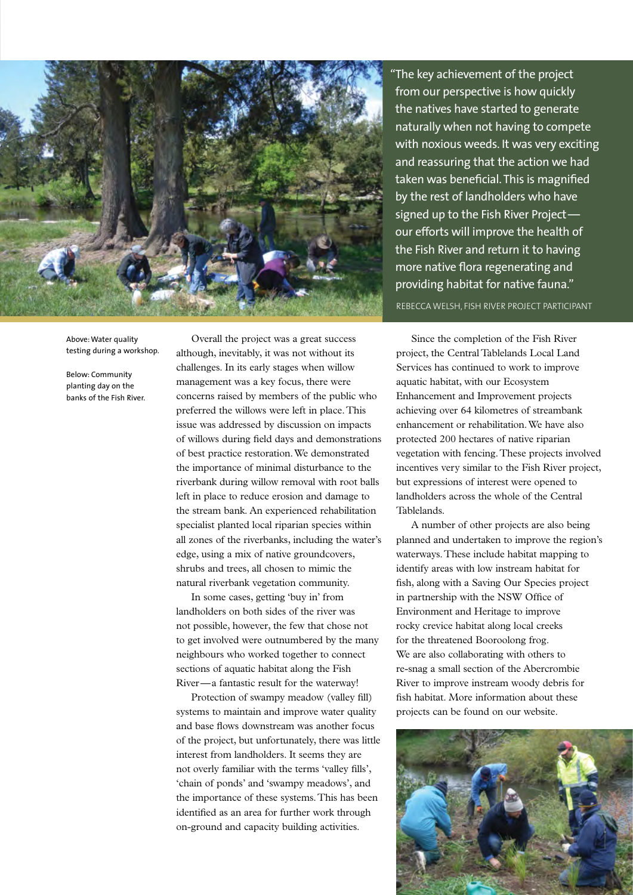> "The key achievement of the project from our perspective is how quickly the natives have started to generate naturally when not having to compete with noxious weeds. It was very exciting and reassuring that the action we had taken was beneficial. This is magnified by the rest of landholders who have signed up to the Fish River Project—our efforts will improve the health of the Fish River and return it to having more native flora regenerating and providing habitat for native fauna."
>
> REBECCA WELSH, FISH RIVER PROJECT PARTICIPANT

Above: Water quality testing during a workshop.

Below: Community planting day on the banks of the Fish River.

Overall the project was a great success although, inevitably, it was not without its challenges. In its early stages when willow management was a key focus, there were concerns raised by members of the public who preferred the willows were left in place. This issue was addressed by discussion on impacts of willows during field days and demonstrations of best practice restoration. We demonstrated the importance of minimal disturbance to the riverbank during willow removal with root balls left in place to reduce erosion and damage to the stream bank. An experienced rehabilitation specialist planted local riparian species within all zones of the riverbanks, including the water's edge, using a mix of native groundcovers, shrubs and trees, all chosen to mimic the natural riverbank vegetation community.

In some cases, getting 'buy in' from landholders on both sides of the river was not possible, however, the few that chose not to get involved were outnumbered by the many neighbours who worked together to connect sections of aquatic habitat along the Fish River—a fantastic result for the waterway!

Protection of swampy meadow (valley fill) systems to maintain and improve water quality and base flows downstream was another focus of the project, but unfortunately, there was little interest from landholders. It seems they are not overly familiar with the terms 'valley fills', 'chain of ponds' and 'swampy meadows', and the importance of these systems. This has been identified as an area for further work through on-ground and capacity building activities.

Since the completion of the Fish River project, the Central Tablelands Local Land Services has continued to work to improve aquatic habitat, with our Ecosystem Enhancement and Improvement projects achieving over 64 kilometres of streambank enhancement or rehabilitation. We have also protected 200 hectares of native riparian vegetation with fencing. These projects involved incentives very similar to the Fish River project, but expressions of interest were opened to landholders across the whole of the Central Tablelands.

A number of other projects are also being planned and undertaken to improve the region's waterways. These include habitat mapping to identify areas with low instream habitat for fish, along with a Saving Our Species project in partnership with the NSW Office of Environment and Heritage to improve rocky crevice habitat along local creeks for the threatened Booroolong frog. We are also collaborating with others to re-snag a small section of the Abercrombie River to improve instream woody debris for fish habitat. More information about these projects can be found on our website.